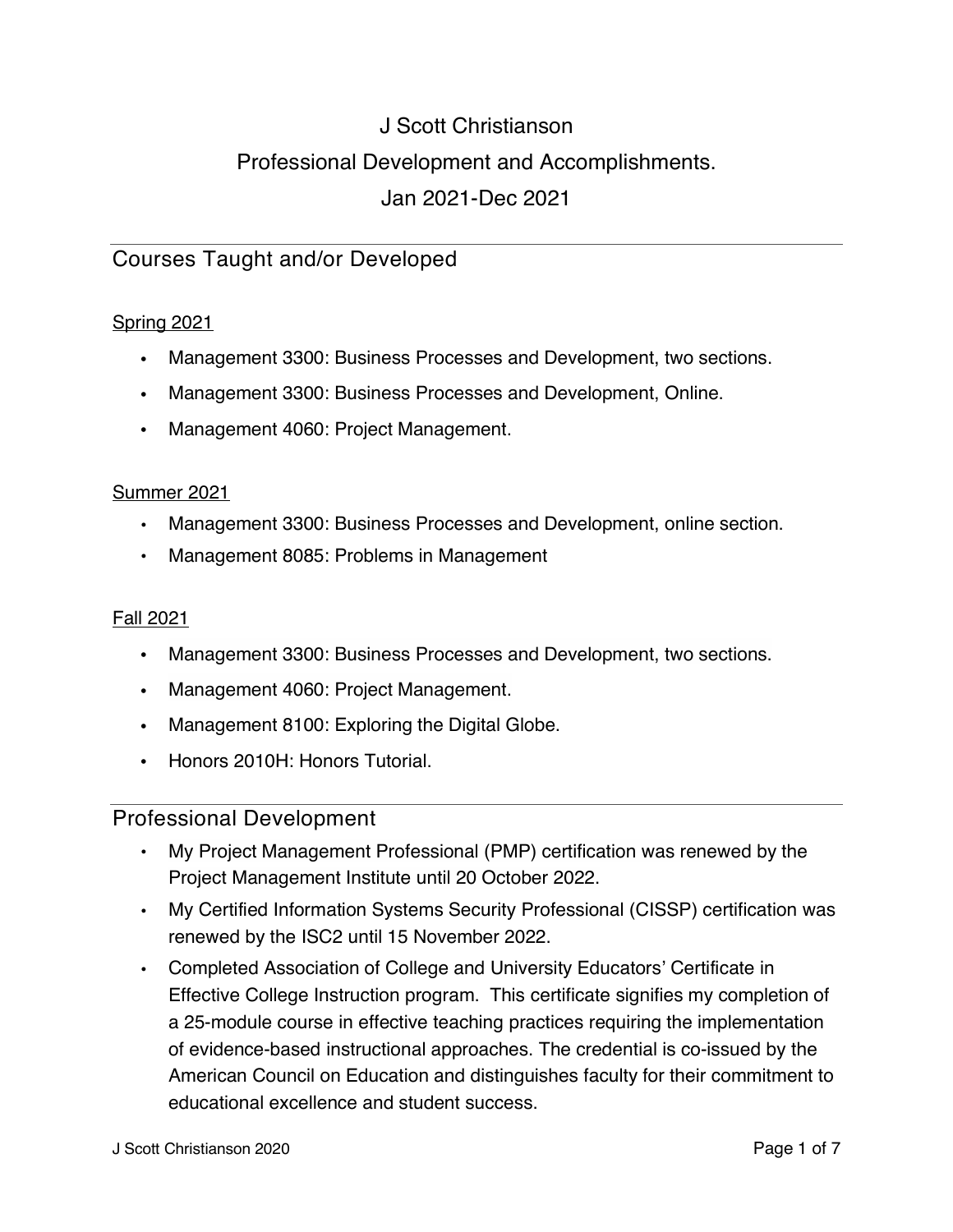# J Scott Christianson

# Professional Development and Accomplishments.

# Jan 2021-Dec 2021

## Courses Taught and/or Developed

Spring 2021

- Management 3300: Business Processes and Development, two sections.
- Management 3300: Business Processes and Development, Online.
- Management 4060: Project Management.

Summer 2021

- Management 3300: Business Processes and Development, online section.
- Management 8085: Problems in Management

Fall 2021

- Management 3300: Business Processes and Development, two sections.
- Management 4060: Project Management.
- Management 8100: Exploring the Digital Globe.
- Honors 2010H: Honors Tutorial.

## Professional Development

- My Project Management Professional (PMP) certification was renewed by the Project Management Institute until 20 October 2022.
- My Certified Information Systems Security Professional (CISSP) certification was renewed by the ISC2 until 15 November 2022.
- Completed Association of College and University Educators' Certificate in Effective College Instruction program. This certificate signifies my completion of a 25-module course in effective teaching practices requiring the implementation of evidence-based instructional approaches. The credential is co-issued by the American Council on Education and distinguishes faculty for their commitment to educational excellence and student success.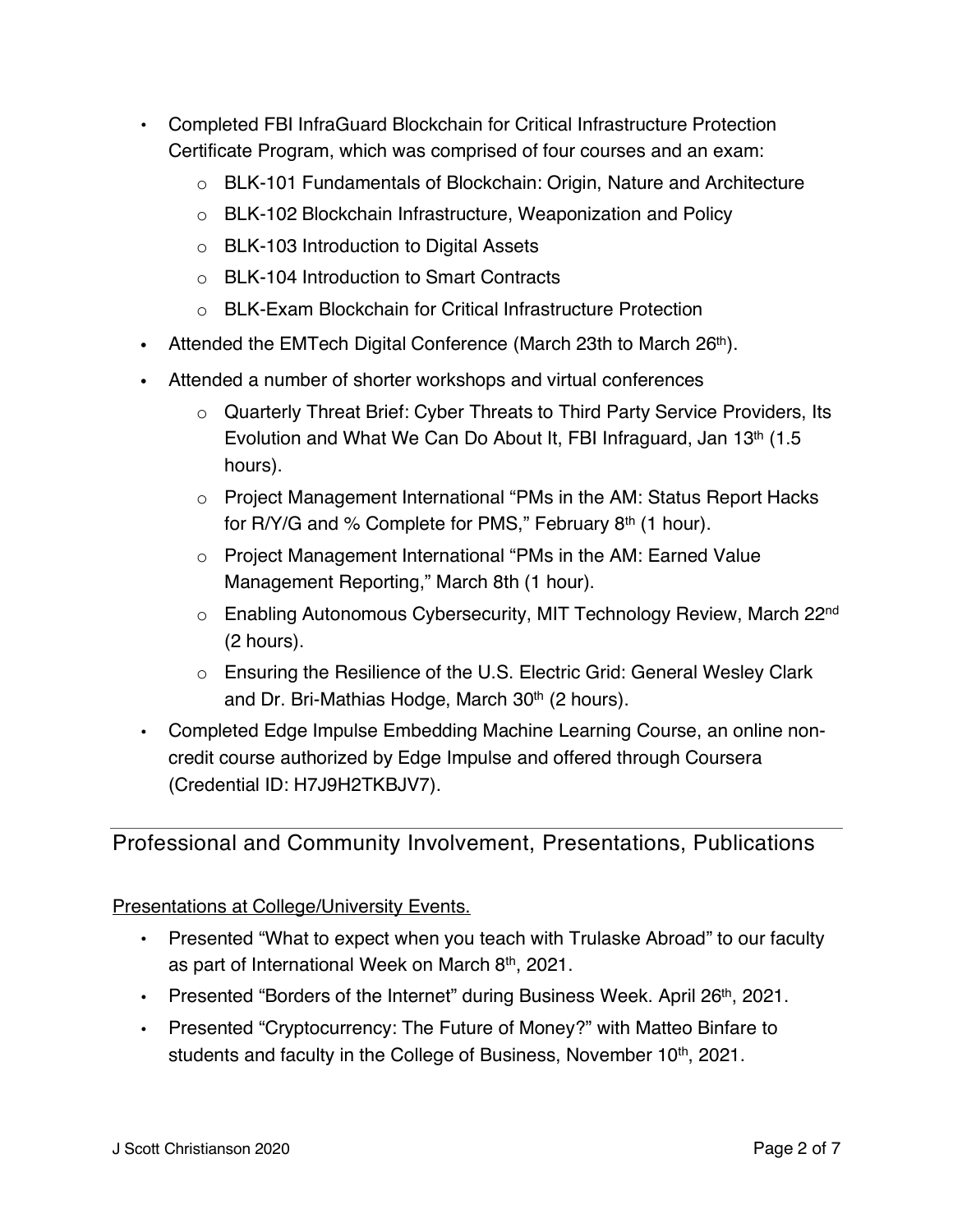- Completed FBI InfraGuard Blockchain for Critical Infrastructure Protection Certificate Program, which was comprised of four courses and an exam:
  - BLK-101 Fundamentals of Blockchain: Origin, Nature and Architecture
  - BLK-102 Blockchain Infrastructure, Weaponization and Policy
  - BLK-103 Introduction to Digital Assets
  - BLK-104 Introduction to Smart Contracts
  - BLK-Exam Blockchain for Critical Infrastructure Protection
- Attended the EMTech Digital Conference (March 23th to March 26th).
- Attended a number of shorter workshops and virtual conferences
  - Quarterly Threat Brief: Cyber Threats to Third Party Service Providers, Its Evolution and What We Can Do About It, FBI Infraguard, Jan 13th (1.5 hours).
  - Project Management International "PMs in the AM: Status Report Hacks for R/Y/G and % Complete for PMS," February 8th (1 hour).
  - Project Management International "PMs in the AM: Earned Value Management Reporting," March 8th (1 hour).
  - Enabling Autonomous Cybersecurity, MIT Technology Review, March 22nd (2 hours).
  - Ensuring the Resilience of the U.S. Electric Grid: General Wesley Clark and Dr. Bri-Mathias Hodge, March 30th (2 hours).
- Completed Edge Impulse Embedding Machine Learning Course, an online non-credit course authorized by Edge Impulse and offered through Coursera (Credential ID: H7J9H2TKBJV7).

## Professional and Community Involvement, Presentations, Publications

Presentations at College/University Events.

- Presented "What to expect when you teach with Trulaske Abroad" to our faculty as part of International Week on March 8th, 2021.
- Presented "Borders of the Internet" during Business Week. April 26th, 2021.
- Presented "Cryptocurrency: The Future of Money?" with Matteo Binfare to students and faculty in the College of Business, November 10th, 2021.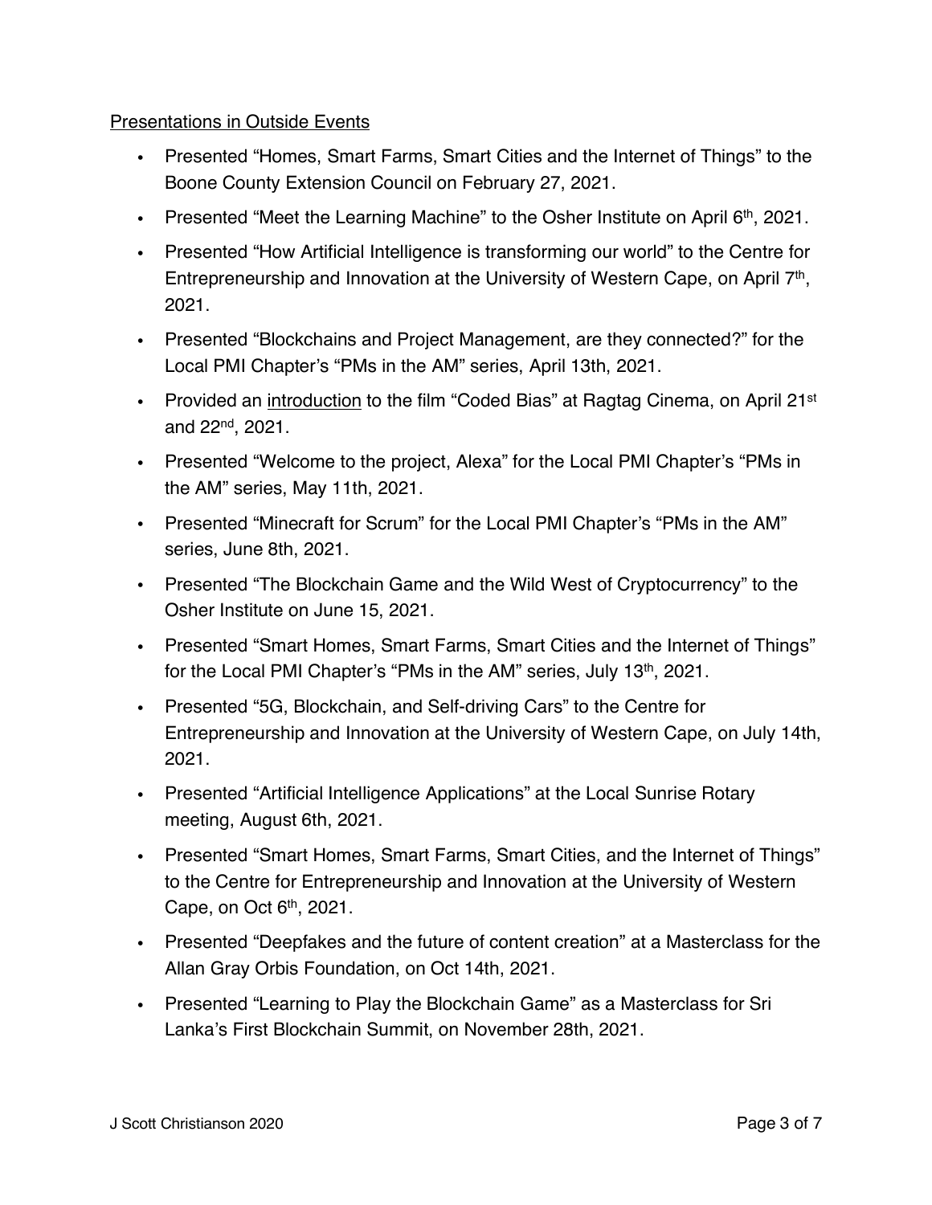Presentations in Outside Events

- Presented “Homes, Smart Farms, Smart Cities and the Internet of Things” to the Boone County Extension Council on February 27, 2021.
- Presented “Meet the Learning Machine” to the Osher Institute on April 6th, 2021.
- Presented “How Artificial Intelligence is transforming our world” to the Centre for Entrepreneurship and Innovation at the University of Western Cape, on April 7th, 2021.
- Presented “Blockchains and Project Management, are they connected?” for the Local PMI Chapter’s “PMs in the AM” series, April 13th, 2021.
- Provided an introduction to the film “Coded Bias” at Ragtag Cinema, on April 21st and 22nd, 2021.
- Presented “Welcome to the project, Alexa” for the Local PMI Chapter’s “PMs in the AM” series, May 11th, 2021.
- Presented “Minecraft for Scrum” for the Local PMI Chapter’s “PMs in the AM” series, June 8th, 2021.
- Presented “The Blockchain Game and the Wild West of Cryptocurrency” to the Osher Institute on June 15, 2021.
- Presented “Smart Homes, Smart Farms, Smart Cities and the Internet of Things” for the Local PMI Chapter’s “PMs in the AM” series, July 13th, 2021.
- Presented “5G, Blockchain, and Self-driving Cars” to the Centre for Entrepreneurship and Innovation at the University of Western Cape, on July 14th, 2021.
- Presented “Artificial Intelligence Applications” at the Local Sunrise Rotary meeting, August 6th, 2021.
- Presented “Smart Homes, Smart Farms, Smart Cities, and the Internet of Things” to the Centre for Entrepreneurship and Innovation at the University of Western Cape, on Oct 6th, 2021.
- Presented “Deepfakes and the future of content creation” at a Masterclass for the Allan Gray Orbis Foundation, on Oct 14th, 2021.
- Presented “Learning to Play the Blockchain Game” as a Masterclass for Sri Lanka’s First Blockchain Summit, on November 28th, 2021.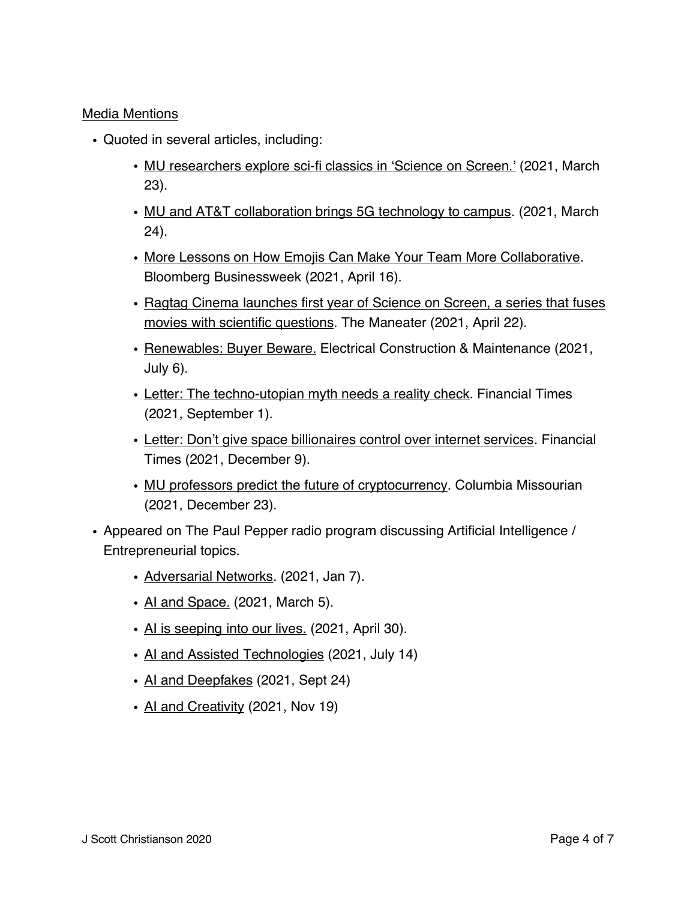Media Mentions

- Quoted in several articles, including:
    - MU researchers explore sci-fi classics in 'Science on Screen.' (2021, March 23).
    - MU and AT&T collaboration brings 5G technology to campus. (2021, March 24).
    - More Lessons on How Emojis Can Make Your Team More Collaborative. Bloomberg Businessweek (2021, April 16).
    - Ragtag Cinema launches first year of Science on Screen, a series that fuses movies with scientific questions. The Maneater (2021, April 22).
    - Renewables: Buyer Beware. Electrical Construction & Maintenance (2021, July 6).
    - Letter: The techno-utopian myth needs a reality check. Financial Times (2021, September 1).
    - Letter: Don't give space billionaires control over internet services. Financial Times (2021, December 9).
    - MU professors predict the future of cryptocurrency. Columbia Missourian (2021, December 23).
- Appeared on The Paul Pepper radio program discussing Artificial Intelligence / Entrepreneurial topics.
    - Adversarial Networks. (2021, Jan 7).
    - AI and Space. (2021, March 5).
    - AI is seeping into our lives. (2021, April 30).
    - AI and Assisted Technologies (2021, July 14)
    - AI and Deepfakes (2021, Sept 24)
    - AI and Creativity (2021, Nov 19)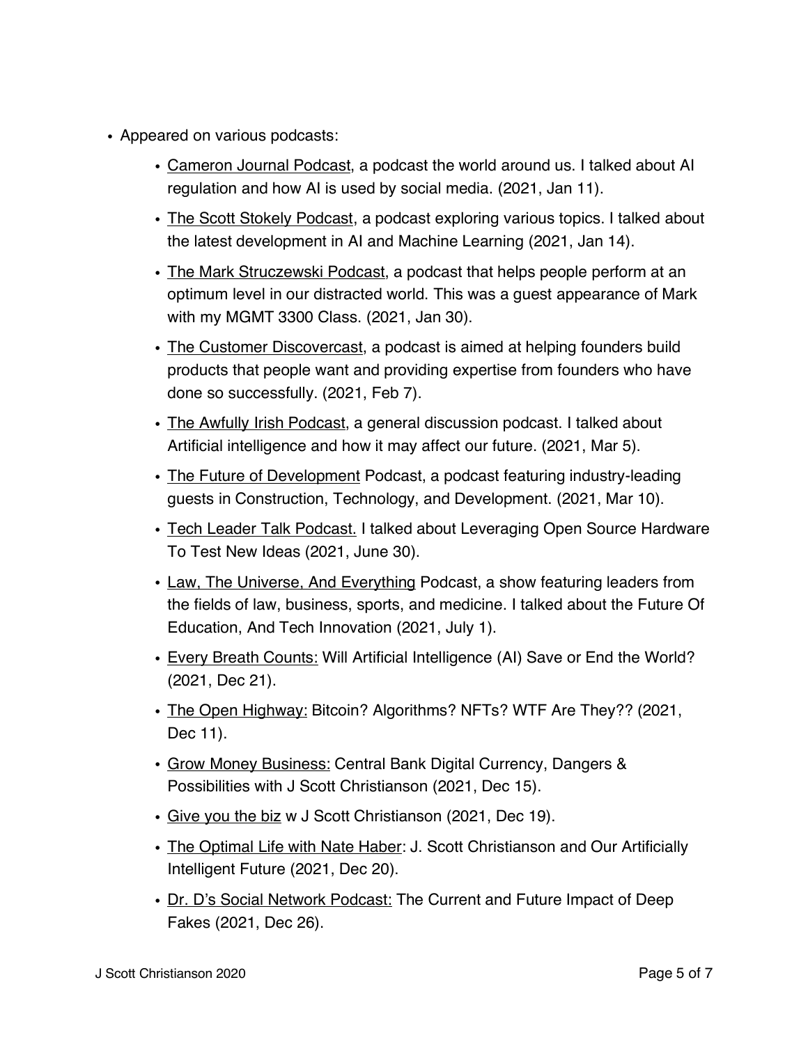- Appeared on various podcasts:
    - Cameron Journal Podcast, a podcast the world around us. I talked about AI regulation and how AI is used by social media. (2021, Jan 11).
    - The Scott Stokely Podcast, a podcast exploring various topics. I talked about the latest development in AI and Machine Learning (2021, Jan 14).
    - The Mark Struczewski Podcast, a podcast that helps people perform at an optimum level in our distracted world. This was a guest appearance of Mark with my MGMT 3300 Class. (2021, Jan 30).
    - The Customer Discovercast, a podcast is aimed at helping founders build products that people want and providing expertise from founders who have done so successfully. (2021, Feb 7).
    - The Awfully Irish Podcast, a general discussion podcast. I talked about Artificial intelligence and how it may affect our future. (2021, Mar 5).
    - The Future of Development Podcast, a podcast featuring industry-leading guests in Construction, Technology, and Development. (2021, Mar 10).
    - Tech Leader Talk Podcast. I talked about Leveraging Open Source Hardware To Test New Ideas (2021, June 30).
    - Law, The Universe, And Everything Podcast, a show featuring leaders from the fields of law, business, sports, and medicine. I talked about the Future Of Education, And Tech Innovation (2021, July 1).
    - Every Breath Counts: Will Artificial Intelligence (AI) Save or End the World? (2021, Dec 21).
    - The Open Highway: Bitcoin? Algorithms? NFTs? WTF Are They?? (2021, Dec 11).
    - Grow Money Business: Central Bank Digital Currency, Dangers & Possibilities with J Scott Christianson (2021, Dec 15).
    - Give you the biz w J Scott Christianson (2021, Dec 19).
    - The Optimal Life with Nate Haber: J. Scott Christianson and Our Artificially Intelligent Future (2021, Dec 20).
    - Dr. D's Social Network Podcast: The Current and Future Impact of Deep Fakes (2021, Dec 26).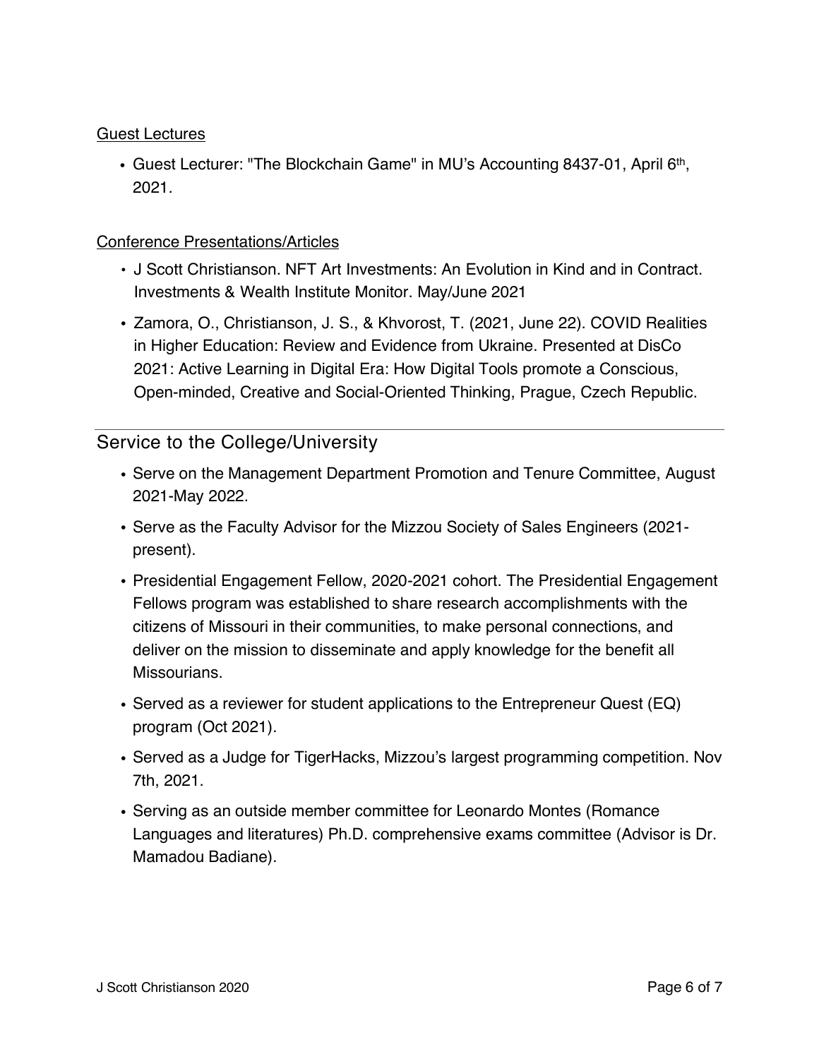### Guest Lectures

- Guest Lecturer: "The Blockchain Game" in MU's Accounting 8437-01, April 6th, 2021.

### Conference Presentations/Articles

- J Scott Christianson. NFT Art Investments: An Evolution in Kind and in Contract. Investments & Wealth Institute Monitor. May/June 2021
- Zamora, O., Christianson, J. S., & Khvorost, T. (2021, June 22). COVID Realities in Higher Education: Review and Evidence from Ukraine. Presented at DisCo 2021: Active Learning in Digital Era: How Digital Tools promote a Conscious, Open-minded, Creative and Social-Oriented Thinking, Prague, Czech Republic.

## Service to the College/University

- Serve on the Management Department Promotion and Tenure Committee, August 2021-May 2022.
- Serve as the Faculty Advisor for the Mizzou Society of Sales Engineers (2021-present).
- Presidential Engagement Fellow, 2020-2021 cohort. The Presidential Engagement Fellows program was established to share research accomplishments with the citizens of Missouri in their communities, to make personal connections, and deliver on the mission to disseminate and apply knowledge for the benefit all Missourians.
- Served as a reviewer for student applications to the Entrepreneur Quest (EQ) program (Oct 2021).
- Served as a Judge for TigerHacks, Mizzou's largest programming competition. Nov 7th, 2021.
- Serving as an outside member committee for Leonardo Montes (Romance Languages and literatures) Ph.D. comprehensive exams committee (Advisor is Dr. Mamadou Badiane).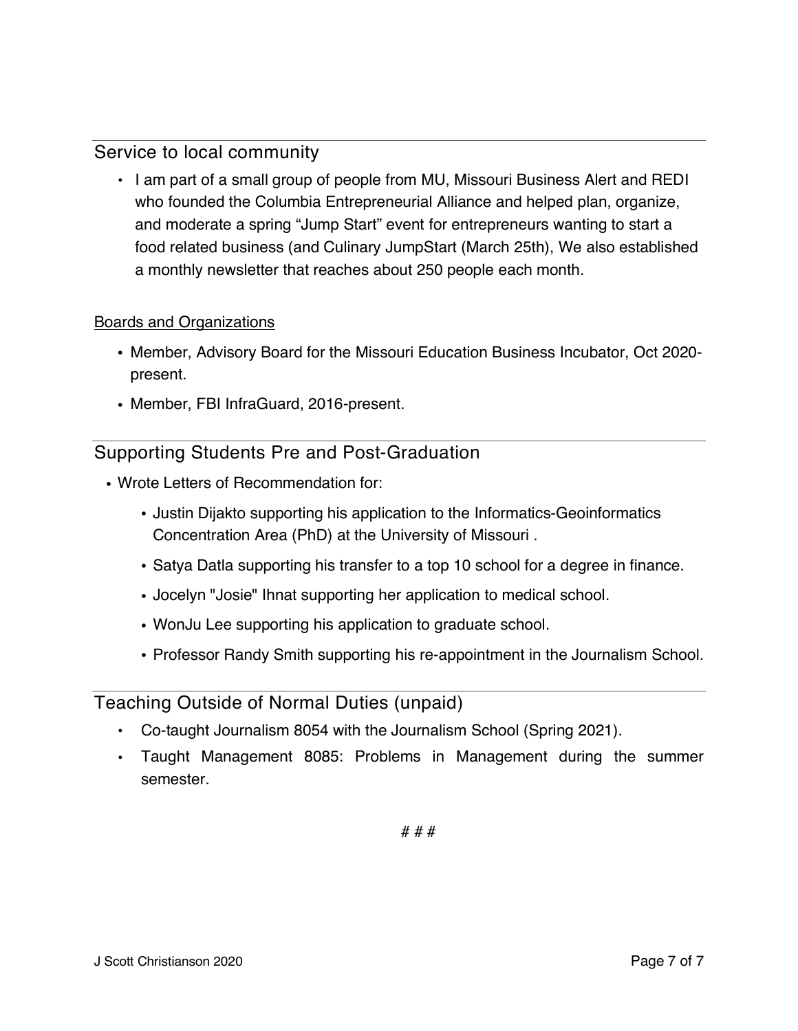## Service to local community

- I am part of a small group of people from MU, Missouri Business Alert and REDI who founded the Columbia Entrepreneurial Alliance and helped plan, organize, and moderate a spring "Jump Start" event for entrepreneurs wanting to start a food related business (and Culinary JumpStart (March 25th), We also established a monthly newsletter that reaches about 250 people each month.

### Boards and Organizations

- Member, Advisory Board for the Missouri Education Business Incubator, Oct 2020-present.
- Member, FBI InfraGuard, 2016-present.

## Supporting Students Pre and Post-Graduation

- Wrote Letters of Recommendation for:
  - Justin Dijakto supporting his application to the Informatics-Geoinformatics Concentration Area (PhD) at the University of Missouri .
  - Satya Datla supporting his transfer to a top 10 school for a degree in finance.
  - Jocelyn "Josie" Ihnat supporting her application to medical school.
  - WonJu Lee supporting his application to graduate school.
  - Professor Randy Smith supporting his re-appointment in the Journalism School.

## Teaching Outside of Normal Duties (unpaid)

- Co-taught Journalism 8054 with the Journalism School (Spring 2021).
- Taught Management 8085: Problems in Management during the summer semester.

# # #